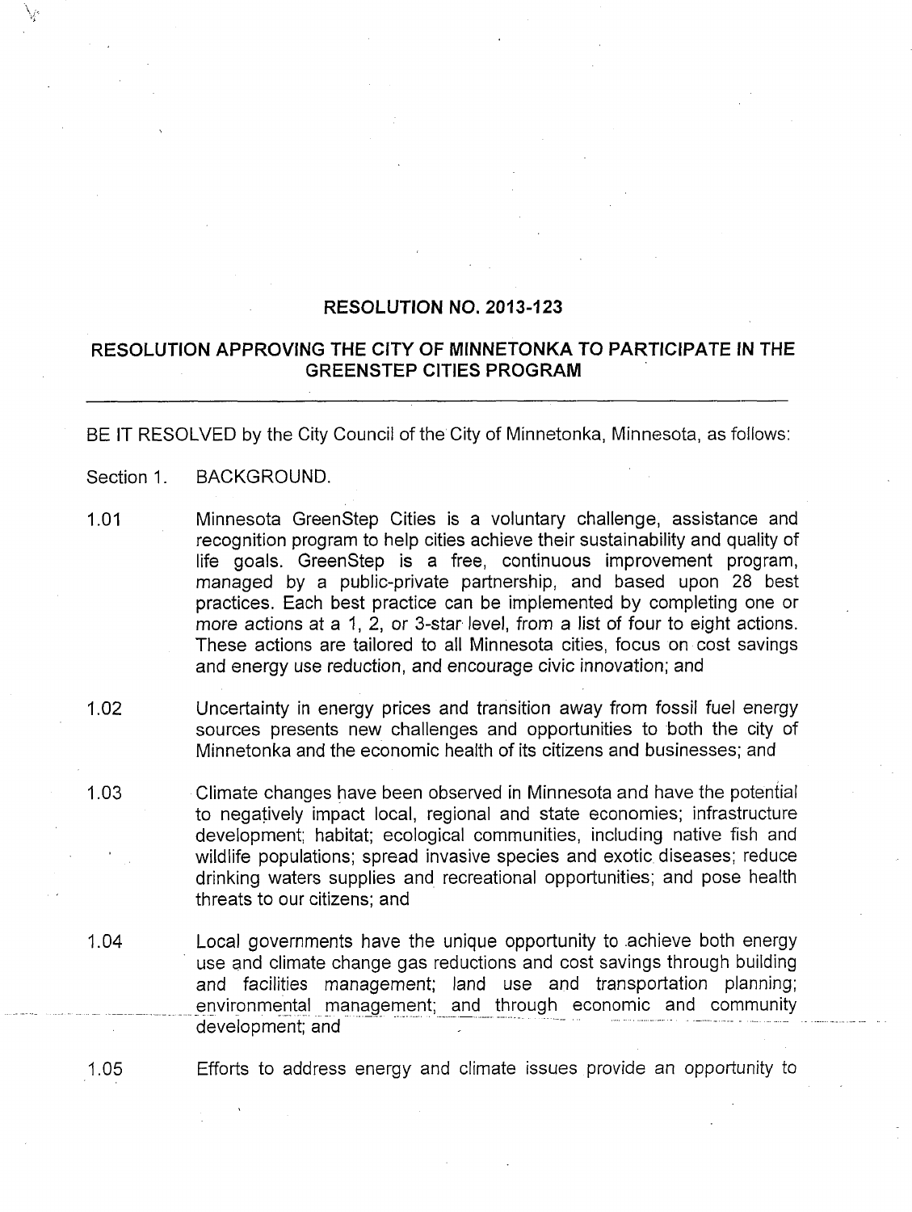# RESOLUTION NO. 2013-123

## RESOLUTION APPROVING THE CITY OF MINNETONKA TO PARTICIPATE IN THE GREENSTEP CITIES PROGRAM

---

BE IT RESOLVED by the City Council of the City of Minnetonka, Minnesota, as follows:

Section 1. BACKGROUND.

1.01 Minnesota GreenStep Cities is a voluntary challenge, assistance and recognition program to help cities achieve their sustainability and quality of life goals. GreenStep is a free, continuous improvement program, managed by a public-private partnership, and based upon 28 best practices. Each best practice can be implemented by completing one or more actions at a 1, 2, or 3-star level, from a list of four to eight actions. These actions are tailored to all Minnesota cities, focus on cost savings and energy use reduction, and encourage civic innovation; and

1.02 Uncertainty in energy prices and transition away from fossil fuel energy sources presents new challenges and opportunities to both the city of Minnetonka and the economic health of its citizens and businesses; and

1.03 Climate changes have been observed in Minnesota and have the potential to negatively impact local, regional and state economies; infrastructure development; habitat; ecological communities, including native fish and wildlife populations; spread invasive species and exotic diseases; reduce drinking waters supplies and recreational opportunities; and pose health threats to our citizens; and

1.04 Local governments have the unique opportunity to achieve both energy use and climate change gas reductions and cost savings through building and facilities management; land use and transportation planning; environmental management; and through economic and community development; and

1.05 Efforts to address energy and climate issues provide an opportunity to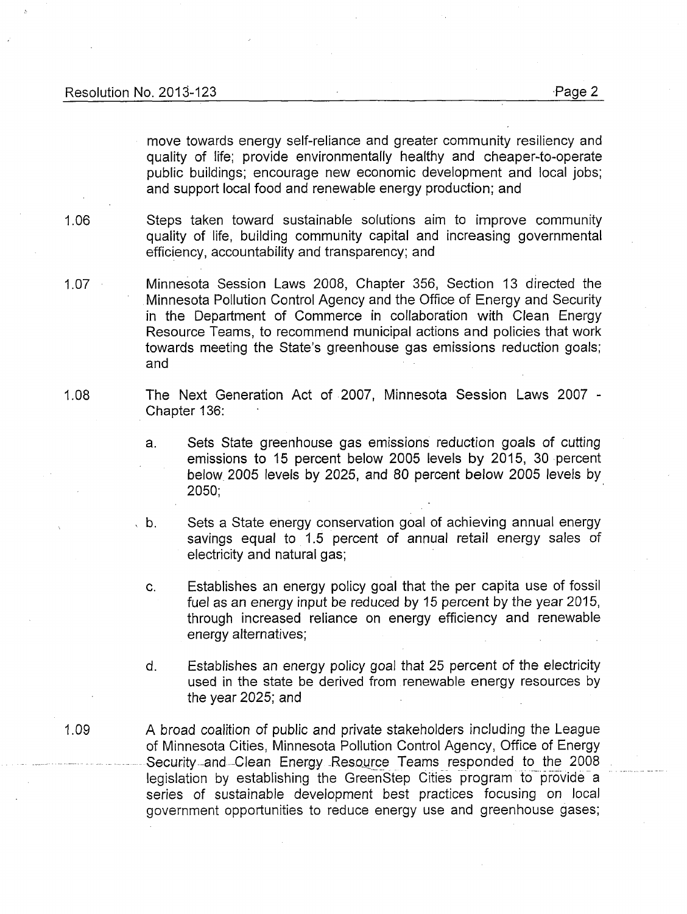move towards energy self-reliance and greater community resiliency and quality of life; provide environmentally healthy and cheaper-to-operate public buildings; encourage new economic development and local jobs; and support local food and renewable energy production; and

1.06 Steps taken toward sustainable solutions aim to improve community quality of life, building community capital and increasing governmental efficiency, accountability and transparency; and

1.07 Minnesota Session Laws 2008, Chapter 356, Section 13 directed the Minnesota Pollution Control Agency and the Office of Energy and Security in the Department of Commerce in collaboration with Clean Energy Resource Teams, to recommend municipal actions and policies that work towards meeting the State's greenhouse gas emissions reduction goals; and

1.08 The Next Generation Act of 2007, Minnesota Session Laws 2007 - Chapter 136:

a. Sets State greenhouse gas emissions reduction goals of cutting emissions to 15 percent below 2005 levels by 2015, 30 percent below 2005 levels by 2025, and 80 percent below 2005 levels by 2050;

b. Sets a State energy conservation goal of achieving annual energy savings equal to 1.5 percent of annual retail energy sales of electricity and natural gas;

c. Establishes an energy policy goal that the per capita use of fossil fuel as an energy input be reduced by 15 percent by the year 2015, through increased reliance on energy efficiency and renewable energy alternatives;

d. Establishes an energy policy goal that 25 percent of the electricity used in the state be derived from renewable energy resources by the year 2025; and

1.09 A broad coalition of public and private stakeholders including the League of Minnesota Cities, Minnesota Pollution Control Agency, Office of Energy Security and Clean Energy Resource Teams responded to the 2008 legislation by establishing the GreenStep Cities program to provide a series of sustainable development best practices focusing on local government opportunities to reduce energy use and greenhouse gases;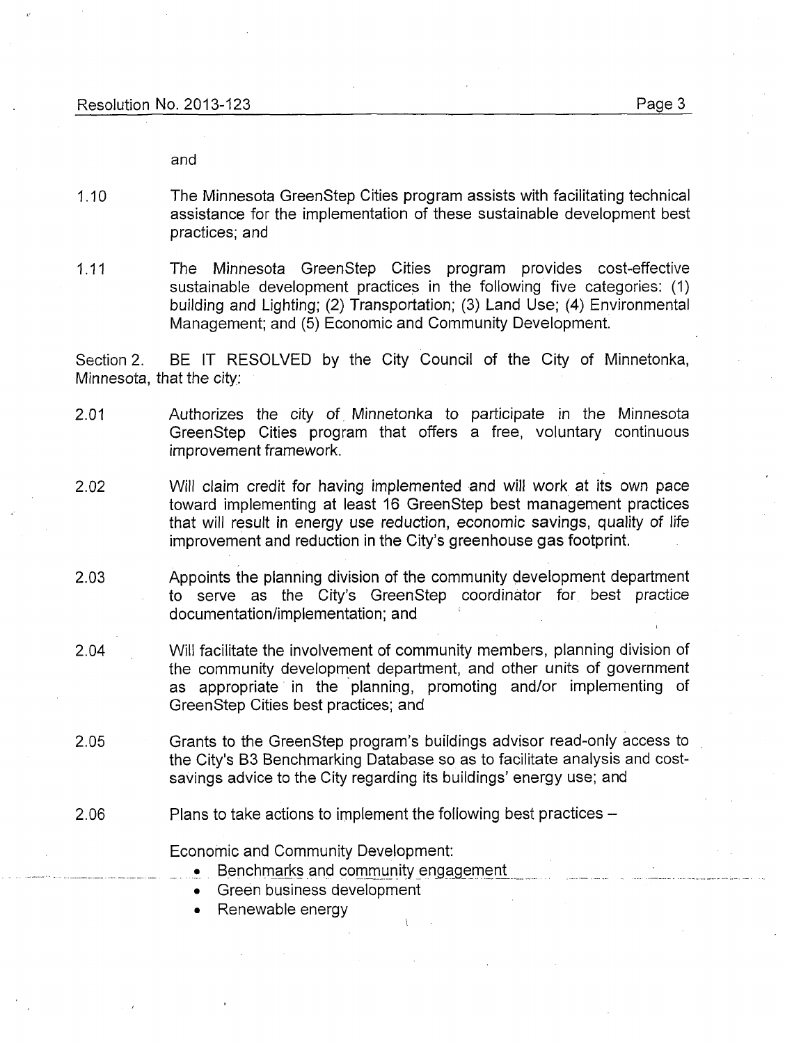and

1.10 The Minnesota GreenStep Cities program assists with facilitating technical assistance for the implementation of these sustainable development best practices; and

1.11 The Minnesota GreenStep Cities program provides cost-effective sustainable development practices in the following five categories: (1) building and Lighting; (2) Transportation; (3) Land Use; (4) Environmental Management; and (5) Economic and Community Development.

Section 2. BE IT RESOLVED by the City Council of the City of Minnetonka, Minnesota, that the city:

2.01 Authorizes the city of Minnetonka to participate in the Minnesota GreenStep Cities program that offers a free, voluntary continuous improvement framework.

2.02 Will claim credit for having implemented and will work at its own pace toward implementing at least 16 GreenStep best management practices that will result in energy use reduction, economic savings, quality of life improvement and reduction in the City's greenhouse gas footprint.

2.03 Appoints the planning division of the community development department to serve as the City's GreenStep coordinator for best practice documentation/implementation; and

2.04 Will facilitate the involvement of community members, planning division of the community development department, and other units of government as appropriate in the planning, promoting and/or implementing of GreenStep Cities best practices; and

2.05 Grants to the GreenStep program's buildings advisor read-only access to the City's B3 Benchmarking Database so as to facilitate analysis and cost-savings advice to the City regarding its buildings' energy use; and

2.06 Plans to take actions to implement the following best practices –

Economic and Community Development:

- Benchmarks and community engagement
- Green business development
- Renewable energy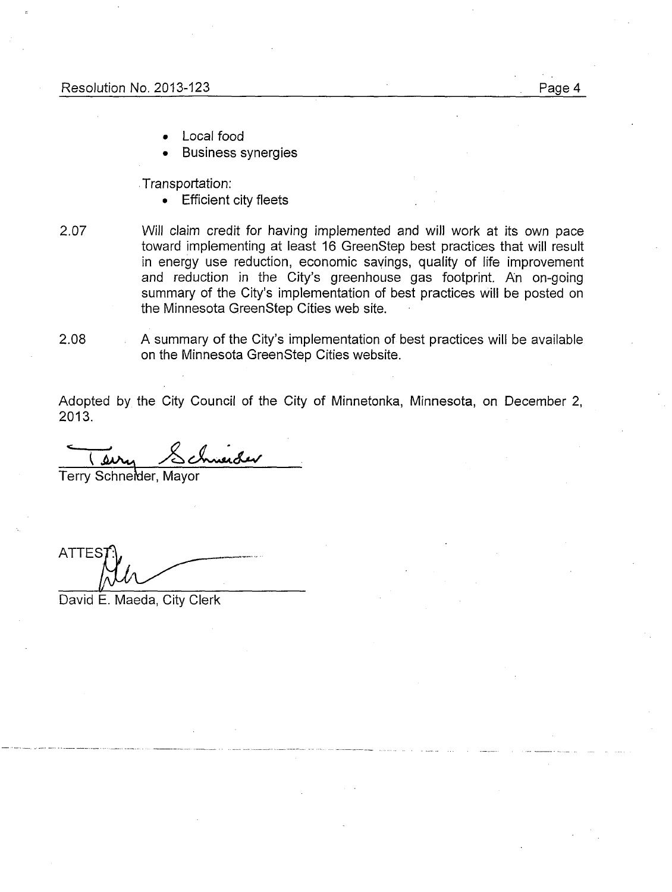- Local food
- Business synergies

Transportation:

- Efficient city fleets

2.07 Will claim credit for having implemented and will work at its own pace toward implementing at least 16 GreenStep best practices that will result in energy use reduction, economic savings, quality of life improvement and reduction in the City's greenhouse gas footprint. An on-going summary of the City's implementation of best practices will be posted on the Minnesota GreenStep Cities web site.

2.08 A summary of the City's implementation of best practices will be available on the Minnesota GreenStep Cities website.

Adopted by the City Council of the City of Minnetonka, Minnesota, on December 2, 2013.

Terry Schneider, Mayor

ATTEST:

David E. Maeda, City Clerk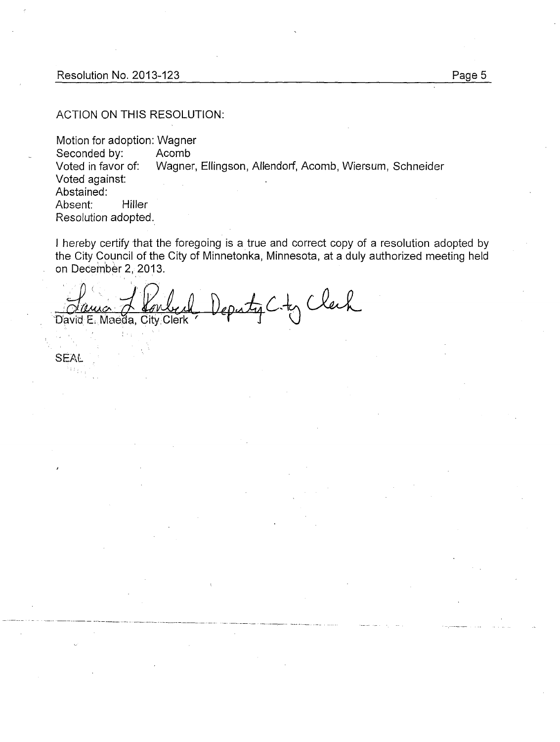ACTION ON THIS RESOLUTION:

Motion for adoption: Wagner
Seconded by: Acomb
Voted in favor of: Wagner, Ellingson, Allendorf, Acomb, Wiersum, Schneider
Voted against:
Abstained:
Absent: Hiller
Resolution adopted.

I hereby certify that the foregoing is a true and correct copy of a resolution adopted by the City Council of the City of Minnetonka, Minnesota, at a duly authorized meeting held on December 2, 2013.

Laura L. Eastbeck Deputy City Clerk
David E. Maeda, City Clerk

SEAL